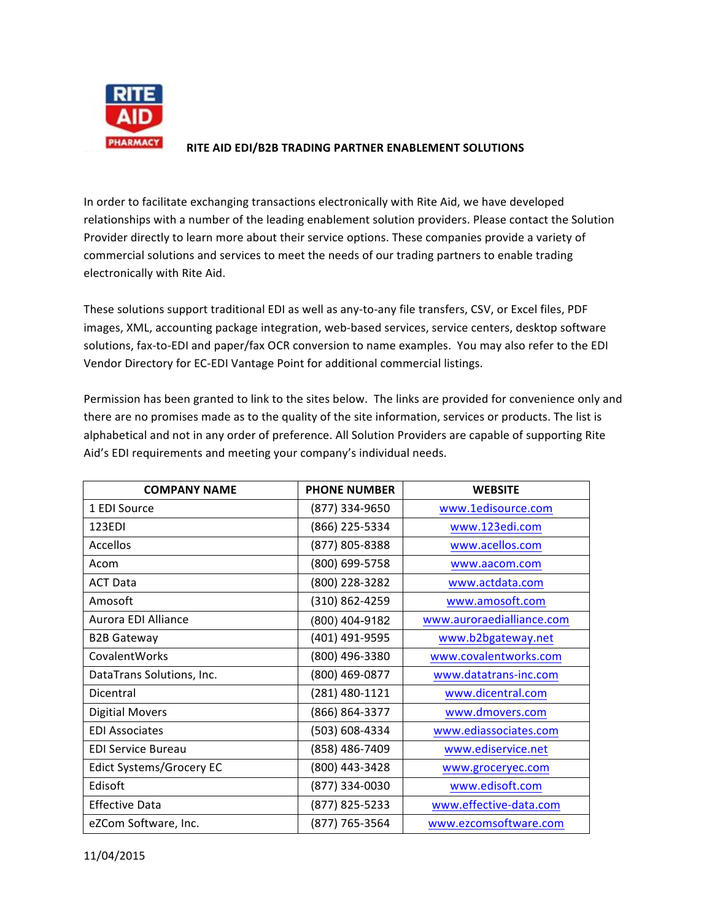**RITE AID EDI/B2B TRADING PARTNER ENABLEMENT SOLUTIONS**

In order to facilitate exchanging transactions electronically with Rite Aid, we have developed relationships with a number of the leading enablement solution providers. Please contact the Solution Provider directly to learn more about their service options. These companies provide a variety of commercial solutions and services to meet the needs of our trading partners to enable trading electronically with Rite Aid.

These solutions support traditional EDI as well as any-to-any file transfers, CSV, or Excel files, PDF images, XML, accounting package integration, web-based services, service centers, desktop software solutions, fax-to-EDI and paper/fax OCR conversion to name examples. You may also refer to the EDI Vendor Directory for EC-EDI Vantage Point for additional commercial listings.

Permission has been granted to link to the sites below. The links are provided for convenience only and there are no promises made as to the quality of the site information, services or products. The list is alphabetical and not in any order of preference. All Solution Providers are capable of supporting Rite Aid's EDI requirements and meeting your company's individual needs.

| COMPANY NAME | PHONE NUMBER | WEBSITE |
|---|---|---|
| 1 EDI Source | (877) 334-9650 | www.1edisource.com |
| 123EDI | (866) 225-5334 | www.123edi.com |
| Accellos | (877) 805-8388 | www.acellos.com |
| Acom | (800) 699-5758 | www.aacom.com |
| ACT Data | (800) 228-3282 | www.actdata.com |
| Amosoft | (310) 862-4259 | www.amosoft.com |
| Aurora EDI Alliance | (800) 404-9182 | www.auroraedialliance.com |
| B2B Gateway | (401) 491-9595 | www.b2bgateway.net |
| CovalentWorks | (800) 496-3380 | www.covalentworks.com |
| DataTrans Solutions, Inc. | (800) 469-0877 | www.datatrans-inc.com |
| Dicentral | (281) 480-1121 | www.dicentral.com |
| Digitial Movers | (866) 864-3377 | www.dmovers.com |
| EDI Associates | (503) 608-4334 | www.ediassociates.com |
| EDI Service Bureau | (858) 486-7409 | www.ediservice.net |
| Edict Systems/Grocery EC | (800) 443-3428 | www.groceryec.com |
| Edisoft | (877) 334-0030 | www.edisoft.com |
| Effective Data | (877) 825-5233 | www.effective-data.com |
| eZCom Software, Inc. | (877) 765-3564 | www.ezcomsoftware.com |

11/04/2015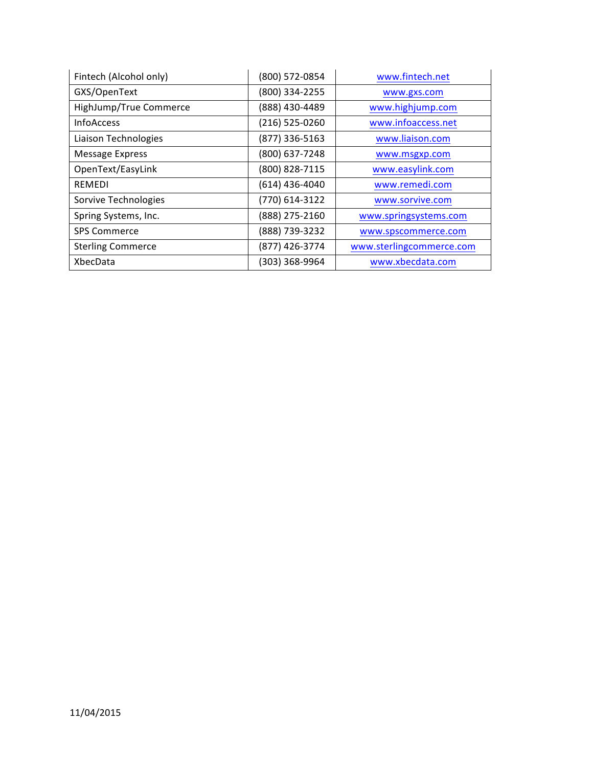| | | |
|---|---|---|
| Fintech (Alcohol only) | (800) 572-0854 | www.fintech.net |
| GXS/OpenText | (800) 334-2255 | www.gxs.com |
| HighJump/True Commerce | (888) 430-4489 | www.highjump.com |
| InfoAccess | (216) 525-0260 | www.infoaccess.net |
| Liaison Technologies | (877) 336-5163 | www.liaison.com |
| Message Express | (800) 637-7248 | www.msgxp.com |
| OpenText/EasyLink | (800) 828-7115 | www.easylink.com |
| REMEDI | (614) 436-4040 | www.remedi.com |
| Sorvive Technologies | (770) 614-3122 | www.sorvive.com |
| Spring Systems, Inc. | (888) 275-2160 | www.springsystems.com |
| SPS Commerce | (888) 739-3232 | www.spscommerce.com |
| Sterling Commerce | (877) 426-3774 | www.sterlingcommerce.com |
| XbecData | (303) 368-9964 | www.xbecdata.com |

11/04/2015